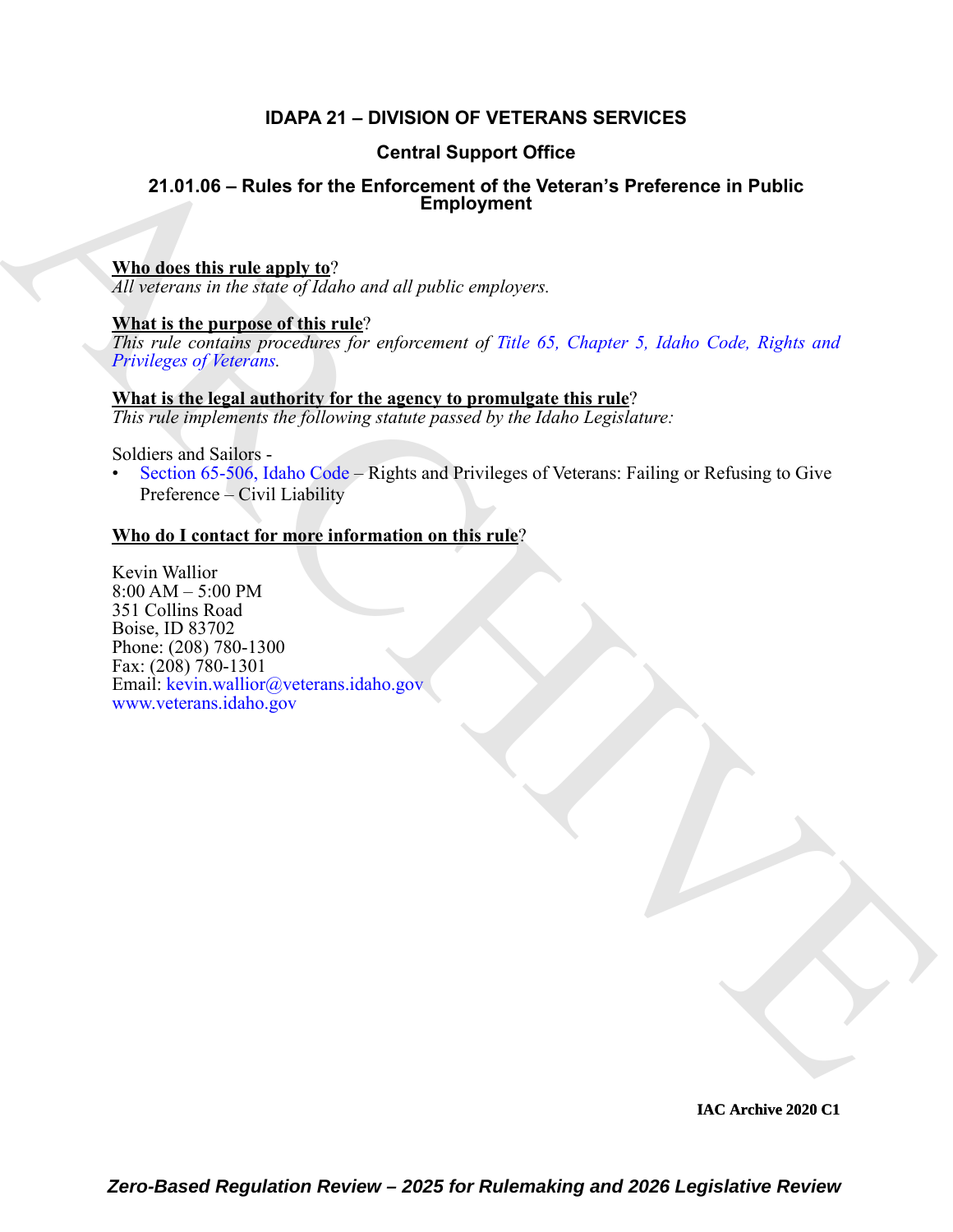# IDAPA 21 – DIVISION OF VETERANS SERVICES

## Central Support Office

## 21.01.06 – Rules for the Enforcement of the Veteran's Preference in Public Employment

**Who does this rule apply to**?
*All veterans in the state of Idaho and all public employers.*

**What is the purpose of this rule**?
*This rule contains procedures for enforcement of Title 65, Chapter 5, Idaho Code, Rights and Privileges of Veterans.*

**What is the legal authority for the agency to promulgate this rule**?
*This rule implements the following statute passed by the Idaho Legislature:*

Soldiers and Sailors -

- Section 65-506, Idaho Code – Rights and Privileges of Veterans: Failing or Refusing to Give Preference – Civil Liability

**Who do I contact for more information on this rule**?

Kevin Wallior
8:00 AM – 5:00 PM
351 Collins Road
Boise, ID 83702
Phone: (208) 780-1300
Fax: (208) 780-1301
Email: kevin.wallior@veterans.idaho.gov
www.veterans.idaho.gov

IAC Archive 2020 C1

*Zero-Based Regulation Review – 2025 for Rulemaking and 2026 Legislative Review*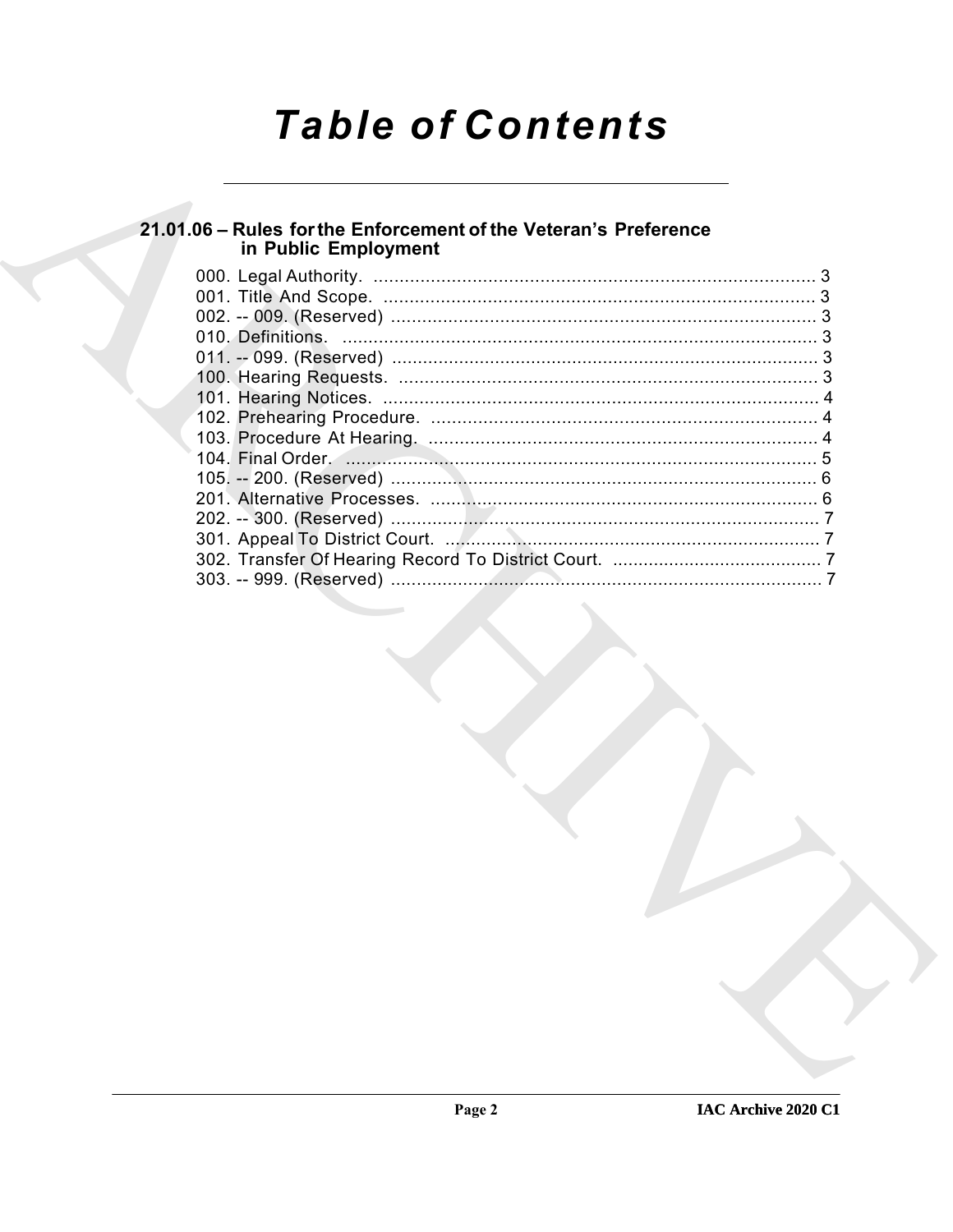# Table of Contents

## 21.01.06 – Rules for the Enforcement of the Veteran's Preference in Public Employment

000. Legal Authority. ..................................................................................... 3
001. Title And Scope. .................................................................................... 3
002. -- 009. (Reserved) .................................................................................. 3
010. Definitions. ............................................................................................ 3
011. -- 099. (Reserved) .................................................................................. 3
100. Hearing Requests. ................................................................................. 3
101. Hearing Notices. .................................................................................... 4
102. Prehearing Procedure. ........................................................................... 4
103. Procedure At Hearing. ........................................................................... 4
104. Final Order. ........................................................................................... 5
105. -- 200. (Reserved) .................................................................................. 6
201. Alternative Processes. ........................................................................... 6
202. -- 300. (Reserved) .................................................................................. 7
301. Appeal To District Court. ........................................................................ 7
302. Transfer Of Hearing Record To District Court. ......................................... 7
303. -- 999. (Reserved) .................................................................................. 7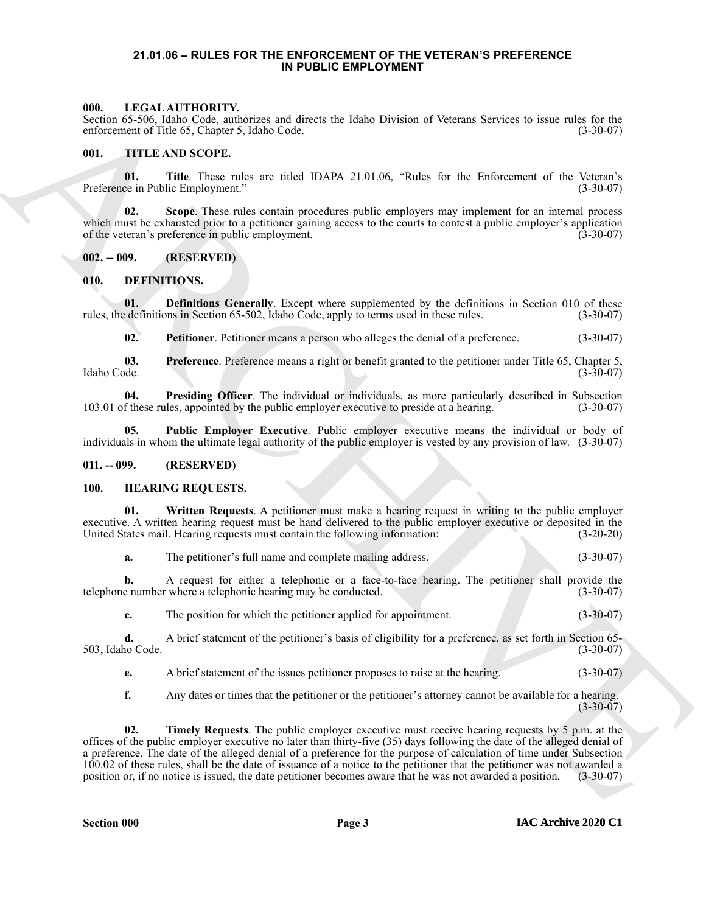# 21.01.06 – RULES FOR THE ENFORCEMENT OF THE VETERAN'S PREFERENCE IN PUBLIC EMPLOYMENT

## 000. LEGAL AUTHORITY.

Section 65-506, Idaho Code, authorizes and directs the Idaho Division of Veterans Services to issue rules for the enforcement of Title 65, Chapter 5, Idaho Code. (3-30-07)

## 001. TITLE AND SCOPE.

**01. Title**. These rules are titled IDAPA 21.01.06, "Rules for the Enforcement of the Veteran's Preference in Public Employment." (3-30-07)

**02. Scope**. These rules contain procedures public employers may implement for an internal process which must be exhausted prior to a petitioner gaining access to the courts to contest a public employer's application of the veteran's preference in public employment. (3-30-07)

## 002. -- 009. (RESERVED)

## 010. DEFINITIONS.

**01. Definitions Generally**. Except where supplemented by the definitions in Section 010 of these rules, the definitions in Section 65-502, Idaho Code, apply to terms used in these rules. (3-30-07)

**02. Petitioner**. Petitioner means a person who alleges the denial of a preference. (3-30-07)

**03. Preference**. Preference means a right or benefit granted to the petitioner under Title 65, Chapter 5, Idaho Code. (3-30-07)

**04. Presiding Officer**. The individual or individuals, as more particularly described in Subsection 103.01 of these rules, appointed by the public employer executive to preside at a hearing. (3-30-07)

**05. Public Employer Executive**. Public employer executive means the individual or body of individuals in whom the ultimate legal authority of the public employer is vested by any provision of law. (3-30-07)

## 011. -- 099. (RESERVED)

## 100. HEARING REQUESTS.

**01. Written Requests**. A petitioner must make a hearing request in writing to the public employer executive. A written hearing request must be hand delivered to the public employer executive or deposited in the United States mail. Hearing requests must contain the following information: (3-20-20)

**a.** The petitioner's full name and complete mailing address. (3-30-07)

**b.** A request for either a telephonic or a face-to-face hearing. The petitioner shall provide the telephone number where a telephonic hearing may be conducted. (3-30-07)

**c.** The position for which the petitioner applied for appointment. (3-30-07)

**d.** A brief statement of the petitioner's basis of eligibility for a preference, as set forth in Section 65-503, Idaho Code. (3-30-07)

**e.** A brief statement of the issues petitioner proposes to raise at the hearing. (3-30-07)

**f.** Any dates or times that the petitioner or the petitioner's attorney cannot be available for a hearing. (3-30-07)

**02. Timely Requests**. The public employer executive must receive hearing requests by 5 p.m. at the offices of the public employer executive no later than thirty-five (35) days following the date of the alleged denial of a preference. The date of the alleged denial of a preference for the purpose of calculation of time under Subsection 100.02 of these rules, shall be the date of issuance of a notice to the petitioner that the petitioner was not awarded a position or, if no notice is issued, the date petitioner becomes aware that he was not awarded a position. (3-30-07)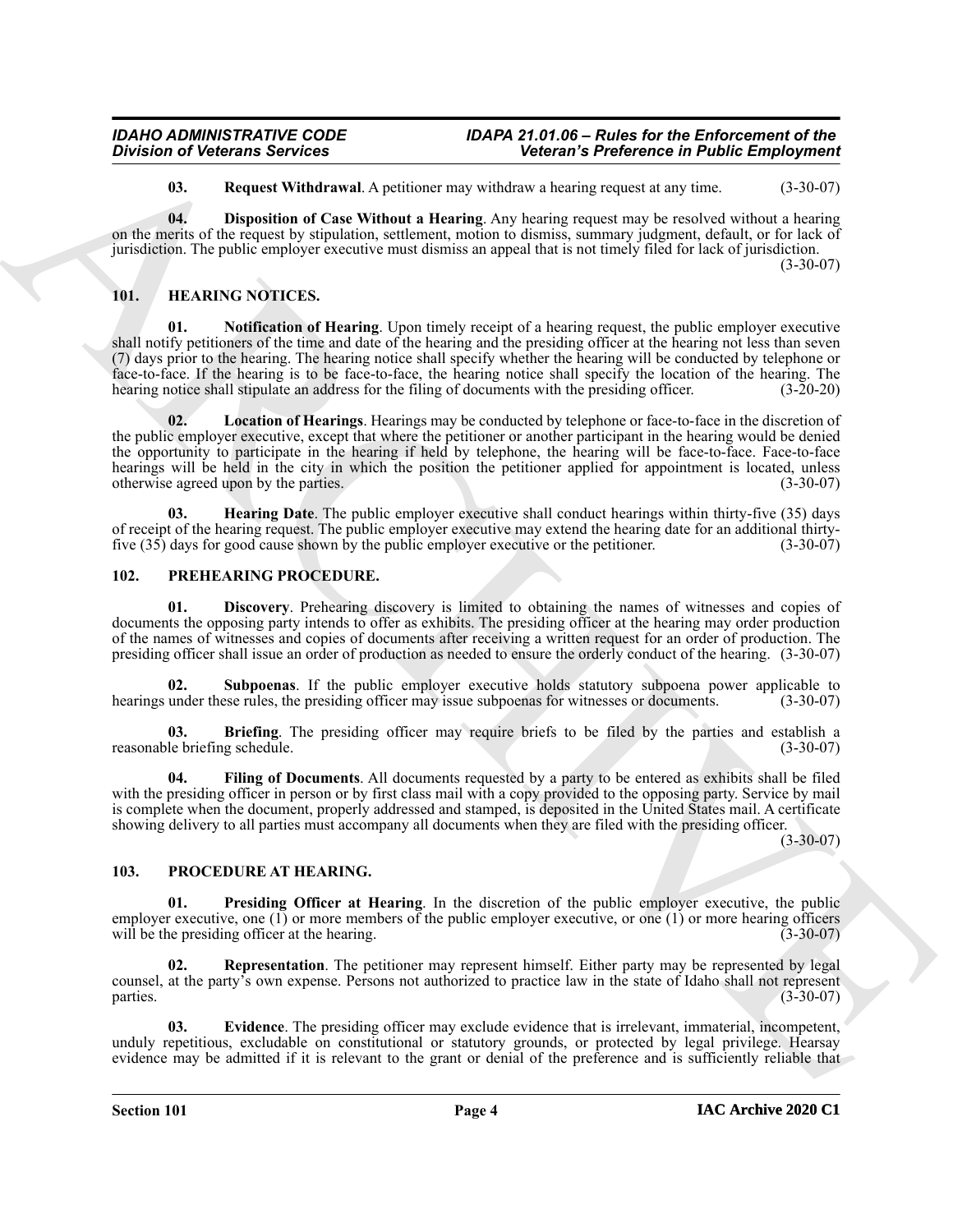**03. Request Withdrawal**. A petitioner may withdraw a hearing request at any time. (3-30-07)

**04. Disposition of Case Without a Hearing**. Any hearing request may be resolved without a hearing on the merits of the request by stipulation, settlement, motion to dismiss, summary judgment, default, or for lack of jurisdiction. The public employer executive must dismiss an appeal that is not timely filed for lack of jurisdiction. (3-30-07)

## 101. HEARING NOTICES.

**01. Notification of Hearing**. Upon timely receipt of a hearing request, the public employer executive shall notify petitioners of the time and date of the hearing and the presiding officer at the hearing not less than seven (7) days prior to the hearing. The hearing notice shall specify whether the hearing will be conducted by telephone or face-to-face. If the hearing is to be face-to-face, the hearing notice shall specify the location of the hearing. The hearing notice shall stipulate an address for the filing of documents with the presiding officer. (3-20-20)

**02. Location of Hearings**. Hearings may be conducted by telephone or face-to-face in the discretion of the public employer executive, except that where the petitioner or another participant in the hearing would be denied the opportunity to participate in the hearing if held by telephone, the hearing will be face-to-face. Face-to-face hearings will be held in the city in which the position the petitioner applied for appointment is located, unless otherwise agreed upon by the parties. (3-30-07)

**03. Hearing Date**. The public employer executive shall conduct hearings within thirty-five (35) days of receipt of the hearing request. The public employer executive may extend the hearing date for an additional thirty-five (35) days for good cause shown by the public employer executive or the petitioner. (3-30-07)

## 102. PREHEARING PROCEDURE.

**01. Discovery**. Prehearing discovery is limited to obtaining the names of witnesses and copies of documents the opposing party intends to offer as exhibits. The presiding officer at the hearing may order production of the names of witnesses and copies of documents after receiving a written request for an order of production. The presiding officer shall issue an order of production as needed to ensure the orderly conduct of the hearing. (3-30-07)

**02. Subpoenas**. If the public employer executive holds statutory subpoena power applicable to hearings under these rules, the presiding officer may issue subpoenas for witnesses or documents. (3-30-07)

**03. Briefing**. The presiding officer may require briefs to be filed by the parties and establish a reasonable briefing schedule. (3-30-07)

**04. Filing of Documents**. All documents requested by a party to be entered as exhibits shall be filed with the presiding officer in person or by first class mail with a copy provided to the opposing party. Service by mail is complete when the document, properly addressed and stamped, is deposited in the United States mail. A certificate showing delivery to all parties must accompany all documents when they are filed with the presiding officer. (3-30-07)

## 103. PROCEDURE AT HEARING.

**01. Presiding Officer at Hearing**. In the discretion of the public employer executive, the public employer executive, one (1) or more members of the public employer executive, or one (1) or more hearing officers will be the presiding officer at the hearing. (3-30-07)

**02. Representation**. The petitioner may represent himself. Either party may be represented by legal counsel, at the party's own expense. Persons not authorized to practice law in the state of Idaho shall not represent parties. (3-30-07)

**03. Evidence**. The presiding officer may exclude evidence that is irrelevant, immaterial, incompetent, unduly repetitious, excludable on constitutional or statutory grounds, or protected by legal privilege. Hearsay evidence may be admitted if it is relevant to the grant or denial of the preference and is sufficiently reliable that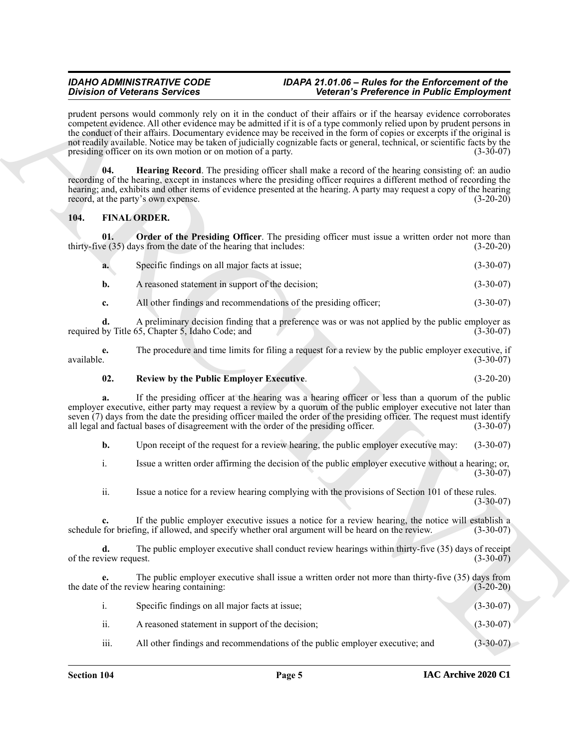prudent persons would commonly rely on it in the conduct of their affairs or if the hearsay evidence corroborates competent evidence. All other evidence may be admitted if it is of a type commonly relied upon by prudent persons in the conduct of their affairs. Documentary evidence may be received in the form of copies or excerpts if the original is not readily available. Notice may be taken of judicially cognizable facts or general, technical, or scientific facts by the presiding officer on its own motion or on motion of a party. (3-30-07)

**04. Hearing Record**. The presiding officer shall make a record of the hearing consisting of: an audio recording of the hearing, except in instances where the presiding officer requires a different method of recording the hearing; and, exhibits and other items of evidence presented at the hearing. A party may request a copy of the hearing record, at the party's own expense. (3-20-20)

## 104. FINAL ORDER.

**01. Order of the Presiding Officer**. The presiding officer must issue a written order not more than thirty-five (35) days from the date of the hearing that includes: (3-20-20)

**a.** Specific findings on all major facts at issue; (3-30-07)

**b.** A reasoned statement in support of the decision; (3-30-07)

**c.** All other findings and recommendations of the presiding officer; (3-30-07)

**d.** A preliminary decision finding that a preference was or was not applied by the public employer as required by Title 65, Chapter 5, Idaho Code; and (3-30-07)

**e.** The procedure and time limits for filing a request for a review by the public employer executive, if available. (3-30-07)

**02. Review by the Public Employer Executive**. (3-20-20)

**a.** If the presiding officer at the hearing was a hearing officer or less than a quorum of the public employer executive, either party may request a review by a quorum of the public employer executive not later than seven (7) days from the date the presiding officer mailed the order of the presiding officer. The request must identify all legal and factual bases of disagreement with the order of the presiding officer. (3-30-07)

**b.** Upon receipt of the request for a review hearing, the public employer executive may: (3-30-07)

i. Issue a written order affirming the decision of the public employer executive without a hearing; or, (3-30-07)

ii. Issue a notice for a review hearing complying with the provisions of Section 101 of these rules. (3-30-07)

**c.** If the public employer executive issues a notice for a review hearing, the notice will establish a schedule for briefing, if allowed, and specify whether oral argument will be heard on the review. (3-30-07)

**d.** The public employer executive shall conduct review hearings within thirty-five (35) days of receipt of the review request. (3-30-07)

**e.** The public employer executive shall issue a written order not more than thirty-five (35) days from the date of the review hearing containing: (3-20-20)

i. Specific findings on all major facts at issue; (3-30-07)

ii. A reasoned statement in support of the decision; (3-30-07)

iii. All other findings and recommendations of the public employer executive; and (3-30-07)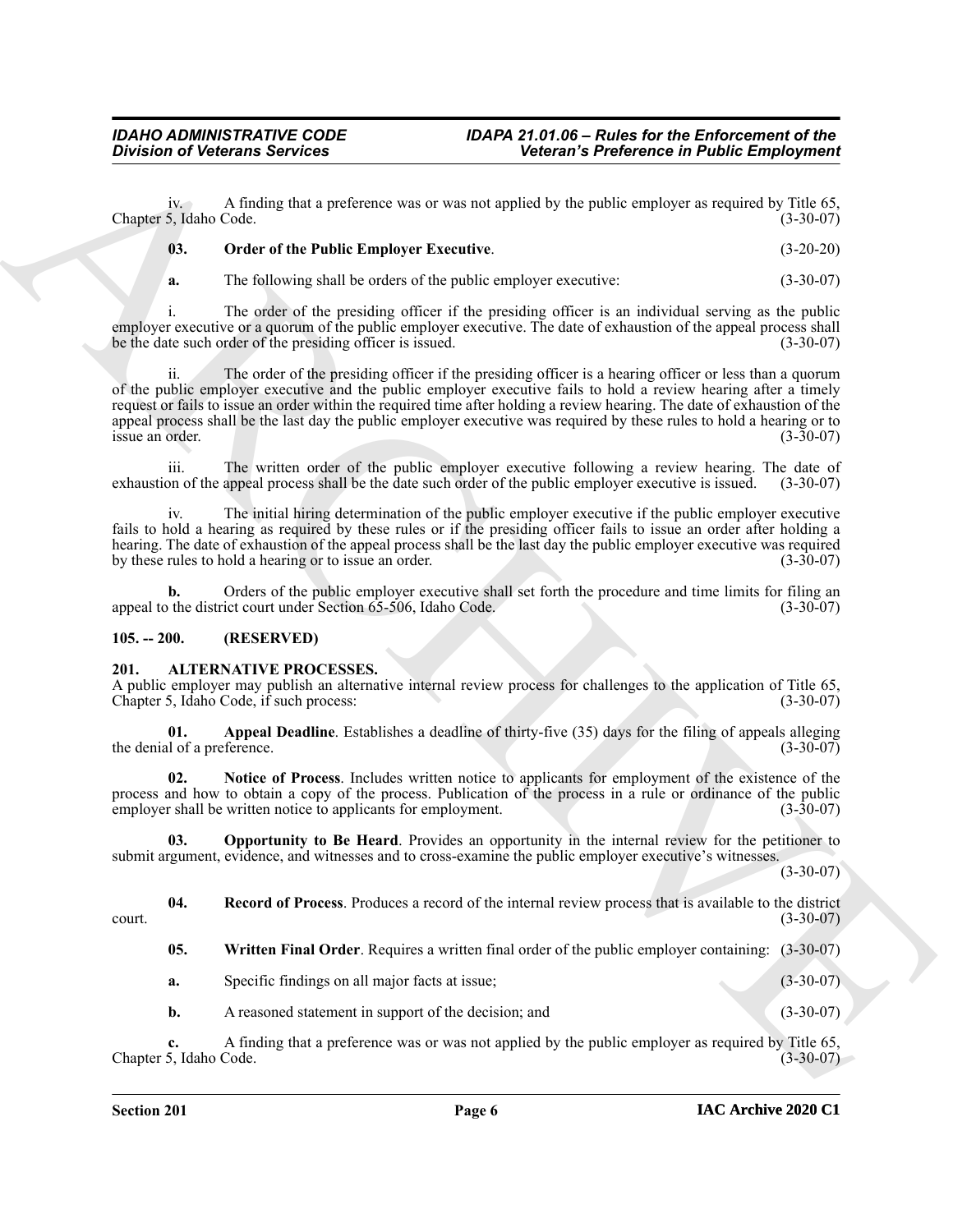iv. A finding that a preference was or was not applied by the public employer as required by Title 65, Chapter 5, Idaho Code. (3-30-07)

**03. Order of the Public Employer Executive**. (3-20-20)

**a.** The following shall be orders of the public employer executive: (3-30-07)

i. The order of the presiding officer if the presiding officer is an individual serving as the public employer executive or a quorum of the public employer executive. The date of exhaustion of the appeal process shall be the date such order of the presiding officer is issued. (3-30-07)

ii. The order of the presiding officer if the presiding officer is a hearing officer or less than a quorum of the public employer executive and the public employer executive fails to hold a review hearing after a timely request or fails to issue an order within the required time after holding a review hearing. The date of exhaustion of the appeal process shall be the last day the public employer executive was required by these rules to hold a hearing or to issue an order. (3-30-07)

iii. The written order of the public employer executive following a review hearing. The date of exhaustion of the appeal process shall be the date such order of the public employer executive is issued. (3-30-07)

iv. The initial hiring determination of the public employer executive if the public employer executive fails to hold a hearing as required by these rules or if the presiding officer fails to issue an order after holding a hearing. The date of exhaustion of the appeal process shall be the last day the public employer executive was required by these rules to hold a hearing or to issue an order. (3-30-07)

**b.** Orders of the public employer executive shall set forth the procedure and time limits for filing an appeal to the district court under Section 65-506, Idaho Code. (3-30-07)

## 105. -- 200. (RESERVED)

## 201. ALTERNATIVE PROCESSES.

A public employer may publish an alternative internal review process for challenges to the application of Title 65, Chapter 5, Idaho Code, if such process: (3-30-07)

**01. Appeal Deadline**. Establishes a deadline of thirty-five (35) days for the filing of appeals alleging the denial of a preference. (3-30-07)

**02. Notice of Process**. Includes written notice to applicants for employment of the existence of the process and how to obtain a copy of the process. Publication of the process in a rule or ordinance of the public employer shall be written notice to applicants for employment. (3-30-07)

**03. Opportunity to Be Heard**. Provides an opportunity in the internal review for the petitioner to submit argument, evidence, and witnesses and to cross-examine the public employer executive's witnesses. (3-30-07)

**04. Record of Process**. Produces a record of the internal review process that is available to the district court. (3-30-07)

**05. Written Final Order**. Requires a written final order of the public employer containing: (3-30-07)

**a.** Specific findings on all major facts at issue; (3-30-07)

**b.** A reasoned statement in support of the decision; and (3-30-07)

**c.** A finding that a preference was or was not applied by the public employer as required by Title 65, Chapter 5, Idaho Code. (3-30-07)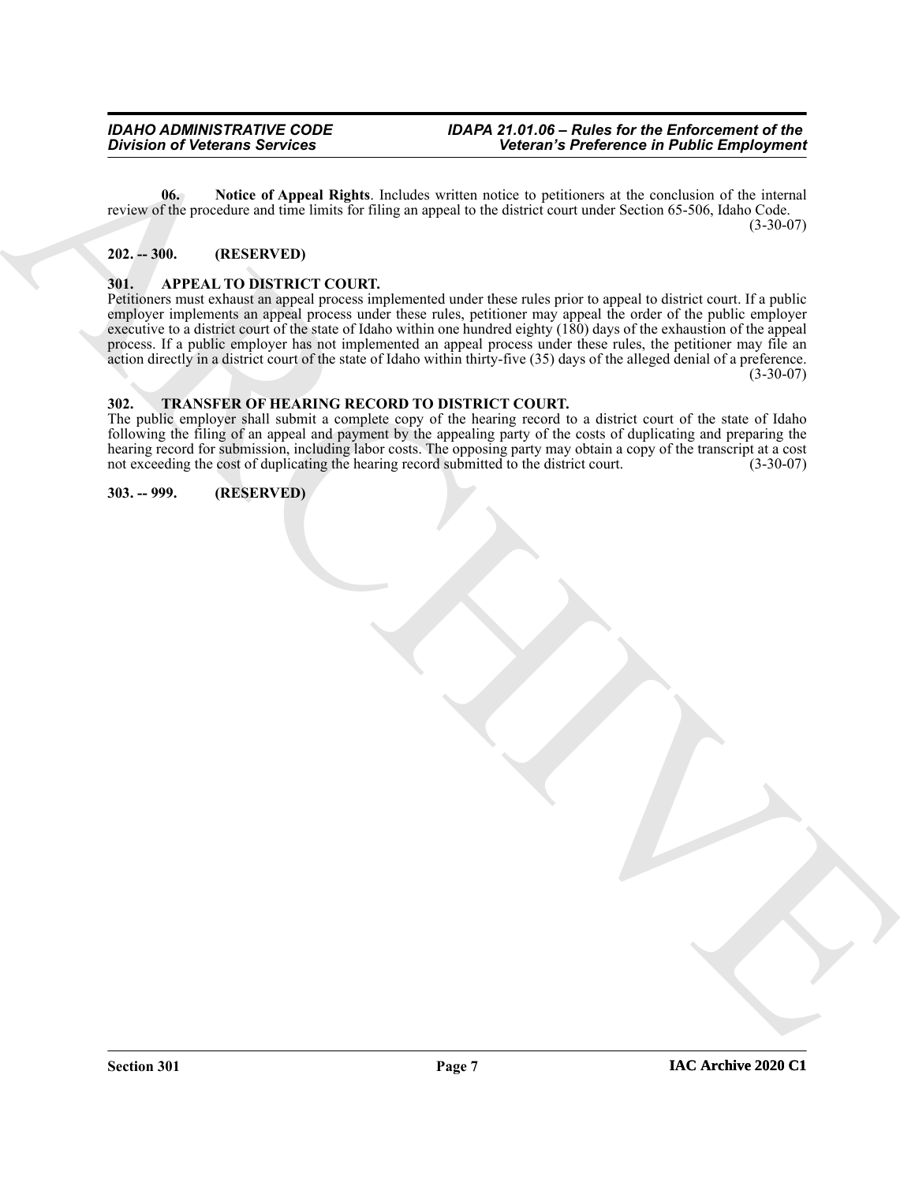**06. Notice of Appeal Rights**. Includes written notice to petitioners at the conclusion of the internal review of the procedure and time limits for filing an appeal to the district court under Section 65-506, Idaho Code. (3-30-07)

**202. -- 300. (RESERVED)**

**301. APPEAL TO DISTRICT COURT.**

Petitioners must exhaust an appeal process implemented under these rules prior to appeal to district court. If a public employer implements an appeal process under these rules, petitioner may appeal the order of the public employer executive to a district court of the state of Idaho within one hundred eighty (180) days of the exhaustion of the appeal process. If a public employer has not implemented an appeal process under these rules, the petitioner may file an action directly in a district court of the state of Idaho within thirty-five (35) days of the alleged denial of a preference. (3-30-07)

**302. TRANSFER OF HEARING RECORD TO DISTRICT COURT.**

The public employer shall submit a complete copy of the hearing record to a district court of the state of Idaho following the filing of an appeal and payment by the appealing party of the costs of duplicating and preparing the hearing record for submission, including labor costs. The opposing party may obtain a copy of the transcript at a cost not exceeding the cost of duplicating the hearing record submitted to the district court. (3-30-07)

**303. -- 999. (RESERVED)**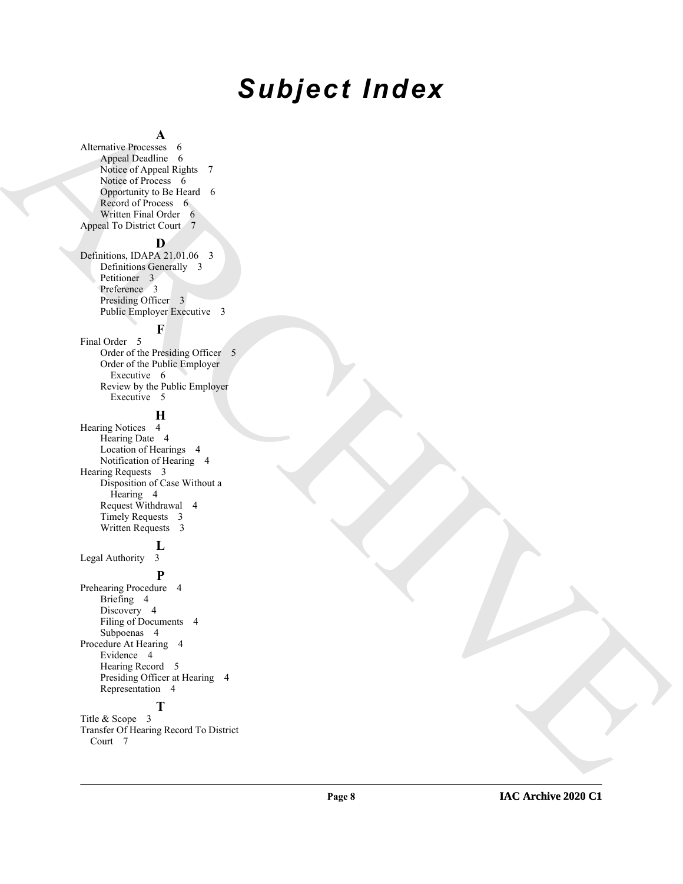# *Subject Index*

**A**

Alternative Processes 6
- Appeal Deadline 6
- Notice of Appeal Rights 7
- Notice of Process 6
- Opportunity to Be Heard 6
- Record of Process 6
- Written Final Order 6

Appeal To District Court 7

**D**

Definitions, IDAPA 21.01.06 3
- Definitions Generally 3
- Petitioner 3
- Preference 3
- Presiding Officer 3
- Public Employer Executive 3

**F**

Final Order 5
- Order of the Presiding Officer 5
- Order of the Public Employer Executive 6
- Review by the Public Employer Executive 5

**H**

Hearing Notices 4
- Hearing Date 4
- Location of Hearings 4
- Notification of Hearing 4

Hearing Requests 3
- Disposition of Case Without a Hearing 4
- Request Withdrawal 4
- Timely Requests 3
- Written Requests 3

**L**

Legal Authority 3

**P**

Prehearing Procedure 4
- Briefing 4
- Discovery 4
- Filing of Documents 4
- Subpoenas 4

Procedure At Hearing 4
- Evidence 4
- Hearing Record 5
- Presiding Officer at Hearing 4
- Representation 4

**T**

Title & Scope 3

Transfer Of Hearing Record To District Court 7